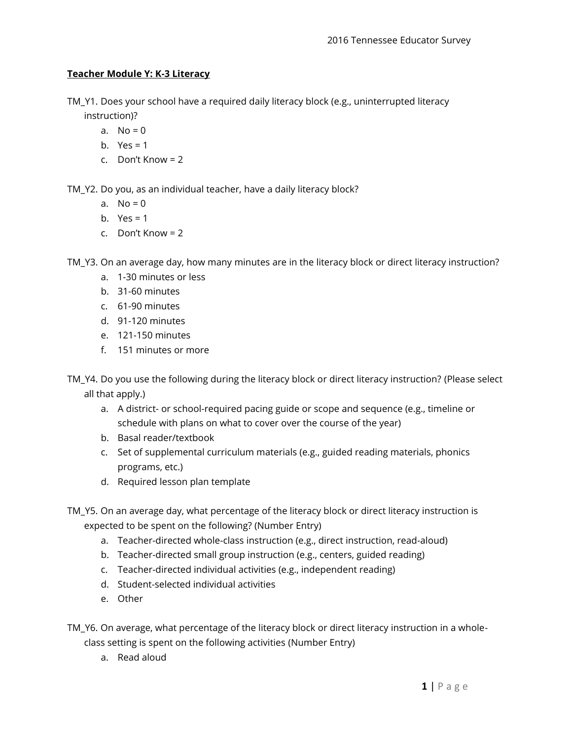**Teacher Module Y: K-3 Literacy**

TM_Y1. Does your school have a required daily literacy block (e.g., uninterrupted literacy instruction)?

a. No = 0
b. Yes = 1
c. Don't Know = 2

TM_Y2. Do you, as an individual teacher, have a daily literacy block?

a. No = 0
b. Yes = 1
c. Don't Know = 2

TM_Y3. On an average day, how many minutes are in the literacy block or direct literacy instruction?

a. 1-30 minutes or less
b. 31-60 minutes
c. 61-90 minutes
d. 91-120 minutes
e. 121-150 minutes
f. 151 minutes or more

TM_Y4. Do you use the following during the literacy block or direct literacy instruction? (Please select all that apply.)

a. A district- or school-required pacing guide or scope and sequence (e.g., timeline or schedule with plans on what to cover over the course of the year)
b. Basal reader/textbook
c. Set of supplemental curriculum materials (e.g., guided reading materials, phonics programs, etc.)
d. Required lesson plan template

TM_Y5. On an average day, what percentage of the literacy block or direct literacy instruction is expected to be spent on the following? (Number Entry)

a. Teacher-directed whole-class instruction (e.g., direct instruction, read-aloud)
b. Teacher-directed small group instruction (e.g., centers, guided reading)
c. Teacher-directed individual activities (e.g., independent reading)
d. Student-selected individual activities
e. Other

TM_Y6. On average, what percentage of the literacy block or direct literacy instruction in a whole-class setting is spent on the following activities (Number Entry)

a. Read aloud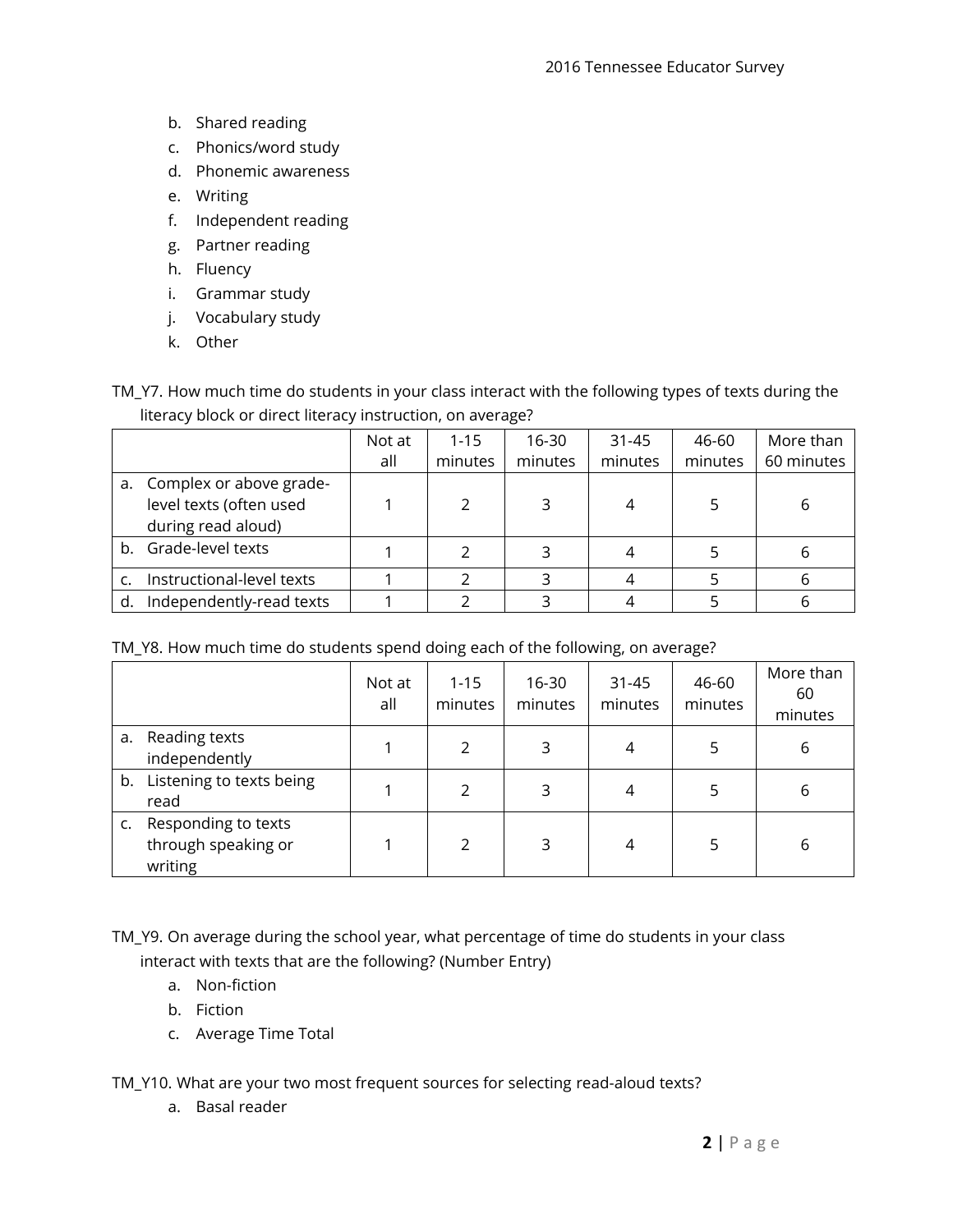b. Shared reading
c. Phonics/word study
d. Phonemic awareness
e. Writing
f. Independent reading
g. Partner reading
h. Fluency
i. Grammar study
j. Vocabulary study
k. Other

TM_Y7. How much time do students in your class interact with the following types of texts during the literacy block or direct literacy instruction, on average?

| | Not at all | 1-15 minutes | 16-30 minutes | 31-45 minutes | 46-60 minutes | More than 60 minutes |
|---|---|---|---|---|---|---|
| a. Complex or above grade-level texts (often used during read aloud) | 1 | 2 | 3 | 4 | 5 | 6 |
| b. Grade-level texts | 1 | 2 | 3 | 4 | 5 | 6 |
| c. Instructional-level texts | 1 | 2 | 3 | 4 | 5 | 6 |
| d. Independently-read texts | 1 | 2 | 3 | 4 | 5 | 6 |

TM_Y8. How much time do students spend doing each of the following, on average?

| | Not at all | 1-15 minutes | 16-30 minutes | 31-45 minutes | 46-60 minutes | More than 60 minutes |
|---|---|---|---|---|---|---|
| a. Reading texts independently | 1 | 2 | 3 | 4 | 5 | 6 |
| b. Listening to texts being read | 1 | 2 | 3 | 4 | 5 | 6 |
| c. Responding to texts through speaking or writing | 1 | 2 | 3 | 4 | 5 | 6 |

TM_Y9. On average during the school year, what percentage of time do students in your class interact with texts that are the following? (Number Entry)

a. Non-fiction
b. Fiction
c. Average Time Total

TM_Y10. What are your two most frequent sources for selecting read-aloud texts?

a. Basal reader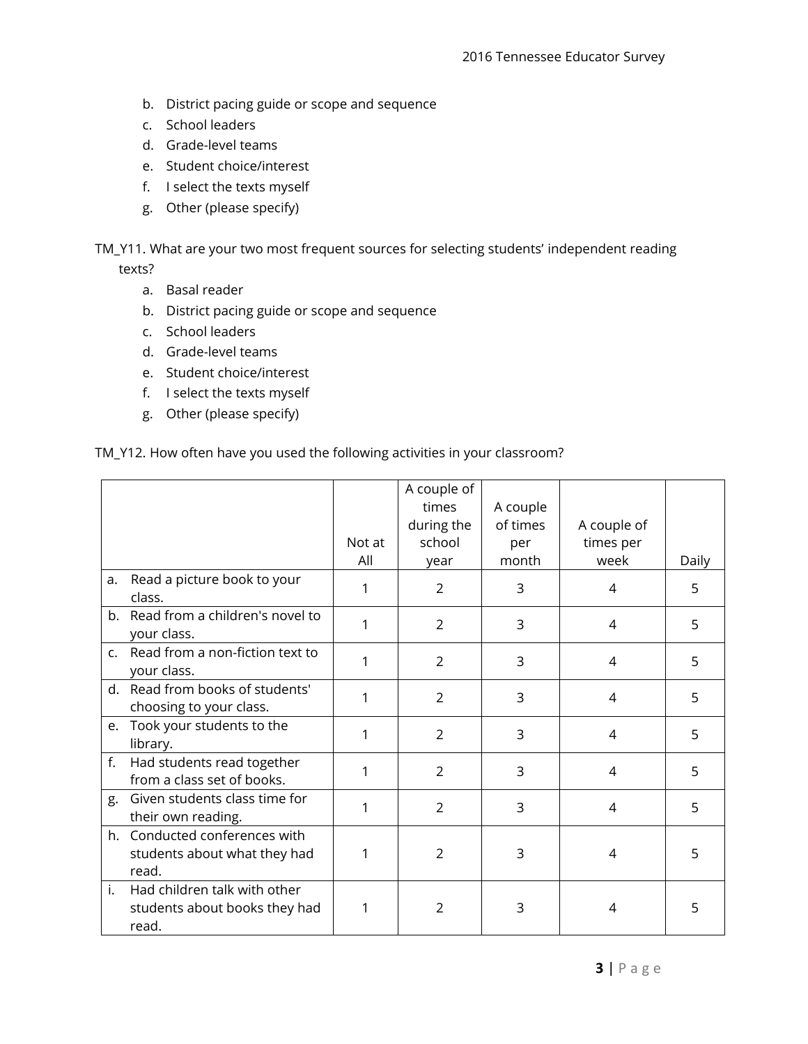b. District pacing guide or scope and sequence
c. School leaders
d. Grade-level teams
e. Student choice/interest
f. I select the texts myself
g. Other (please specify)

TM_Y11. What are your two most frequent sources for selecting students' independent reading texts?

a. Basal reader
b. District pacing guide or scope and sequence
c. School leaders
d. Grade-level teams
e. Student choice/interest
f. I select the texts myself
g. Other (please specify)

TM_Y12. How often have you used the following activities in your classroom?

| | Not at All | A couple of times during the school year | A couple of times per month | A couple of times per week | Daily |
|---|---|---|---|---|---|
| a. Read a picture book to your class. | 1 | 2 | 3 | 4 | 5 |
| b. Read from a children's novel to your class. | 1 | 2 | 3 | 4 | 5 |
| c. Read from a non-fiction text to your class. | 1 | 2 | 3 | 4 | 5 |
| d. Read from books of students' choosing to your class. | 1 | 2 | 3 | 4 | 5 |
| e. Took your students to the library. | 1 | 2 | 3 | 4 | 5 |
| f. Had students read together from a class set of books. | 1 | 2 | 3 | 4 | 5 |
| g. Given students class time for their own reading. | 1 | 2 | 3 | 4 | 5 |
| h. Conducted conferences with students about what they had read. | 1 | 2 | 3 | 4 | 5 |
| i. Had children talk with other students about books they had read. | 1 | 2 | 3 | 4 | 5 |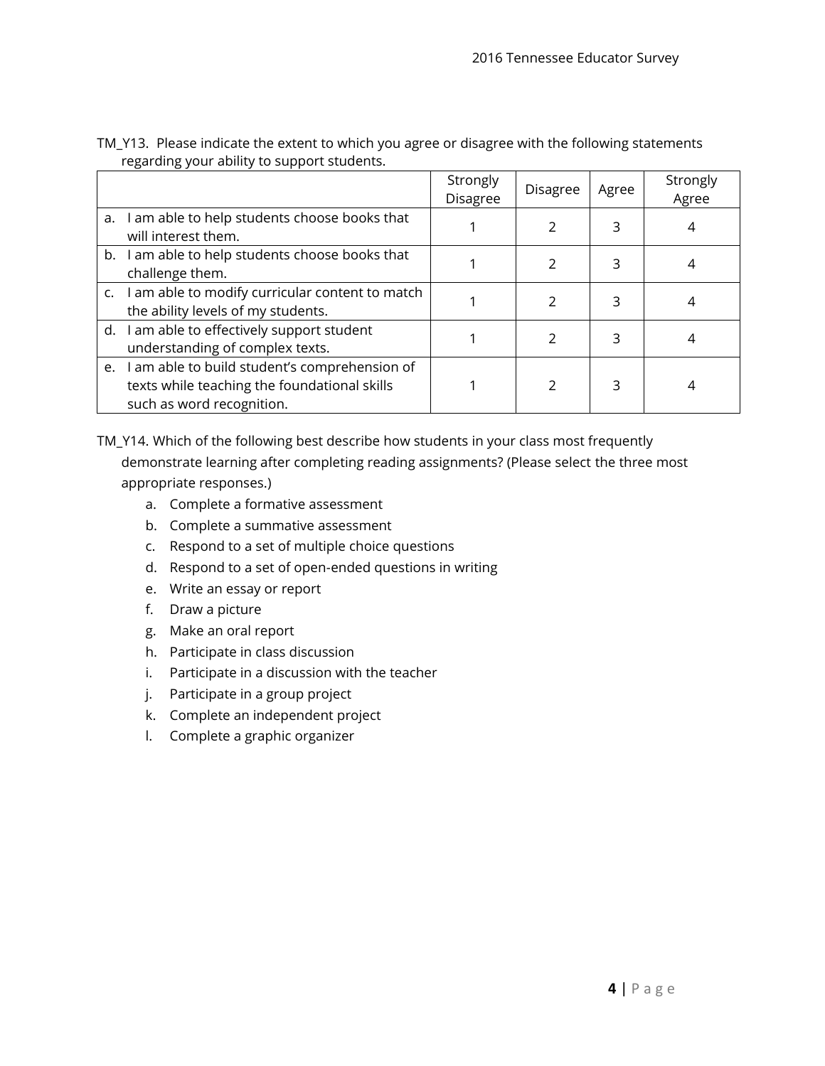TM_Y13. Please indicate the extent to which you agree or disagree with the following statements regarding your ability to support students.

| | Strongly Disagree | Disagree | Agree | Strongly Agree |
|---|---|---|---|---|
| a. I am able to help students choose books that will interest them. | 1 | 2 | 3 | 4 |
| b. I am able to help students choose books that challenge them. | 1 | 2 | 3 | 4 |
| c. I am able to modify curricular content to match the ability levels of my students. | 1 | 2 | 3 | 4 |
| d. I am able to effectively support student understanding of complex texts. | 1 | 2 | 3 | 4 |
| e. I am able to build student's comprehension of texts while teaching the foundational skills such as word recognition. | 1 | 2 | 3 | 4 |

TM_Y14. Which of the following best describe how students in your class most frequently demonstrate learning after completing reading assignments? (Please select the three most appropriate responses.)

a. Complete a formative assessment
b. Complete a summative assessment
c. Respond to a set of multiple choice questions
d. Respond to a set of open-ended questions in writing
e. Write an essay or report
f. Draw a picture
g. Make an oral report
h. Participate in class discussion
i. Participate in a discussion with the teacher
j. Participate in a group project
k. Complete an independent project
l. Complete a graphic organizer